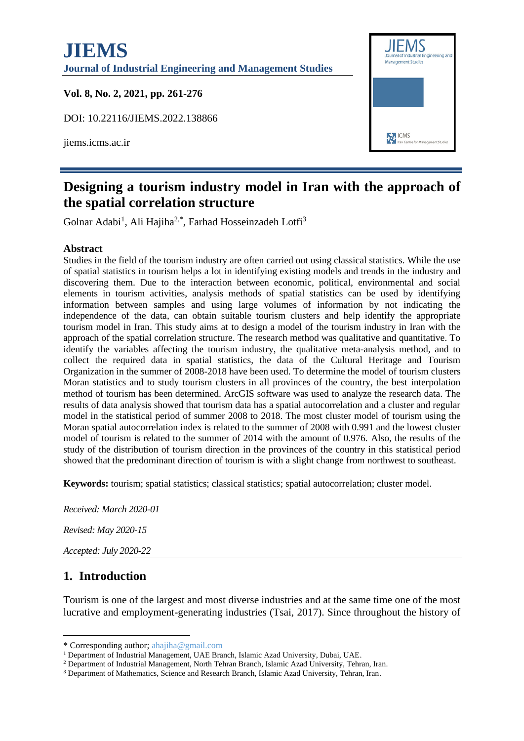# JIEMS

**Journal of Industrial Engineering and Management Studies**

**Vol. 8, No. 2, 2021, pp. 261-276**

DOI: 10.22116/JIEMS.2022.138866

jiems.icms.ac.ir

# Designing a tourism industry model in Iran with the approach of the spatial correlation structure

Golnar Adabi[1], Ali Hajiha[2,*], Farhad Hosseinzadeh Lotfi[3]

## Abstract

Studies in the field of the tourism industry are often carried out using classical statistics. While the use of spatial statistics in tourism helps a lot in identifying existing models and trends in the industry and discovering them. Due to the interaction between economic, political, environmental and social elements in tourism activities, analysis methods of spatial statistics can be used by identifying information between samples and using large volumes of information by not indicating the independence of the data, can obtain suitable tourism clusters and help identify the appropriate tourism model in Iran. This study aims at to design a model of the tourism industry in Iran with the approach of the spatial correlation structure. The research method was qualitative and quantitative. To identify the variables affecting the tourism industry, the qualitative meta-analysis method, and to collect the required data in spatial statistics, the data of the Cultural Heritage and Tourism Organization in the summer of 2008-2018 have been used. To determine the model of tourism clusters Moran statistics and to study tourism clusters in all provinces of the country, the best interpolation method of tourism has been determined. ArcGIS software was used to analyze the research data. The results of data analysis showed that tourism data has a spatial autocorrelation and a cluster and regular model in the statistical period of summer 2008 to 2018. The most cluster model of tourism using the Moran spatial autocorrelation index is related to the summer of 2008 with 0.991 and the lowest cluster model of tourism is related to the summer of 2014 with the amount of 0.976. Also, the results of the study of the distribution of tourism direction in the provinces of the country in this statistical period showed that the predominant direction of tourism is with a slight change from northwest to southeast.

**Keywords:** tourism; spatial statistics; classical statistics; spatial autocorrelation; cluster model.

*Received: March 2020-01*

*Revised: May 2020-15*

*Accepted: July 2020-22*

## 1. Introduction

Tourism is one of the largest and most diverse industries and at the same time one of the most lucrative and employment-generating industries (Tsai, 2017). Since throughout the history of

---

\* Corresponding author; ahajiha@gmail.com

[1] Department of Industrial Management, UAE Branch, Islamic Azad University, Dubai, UAE.

[2] Department of Industrial Management, North Tehran Branch, Islamic Azad University, Tehran, Iran.

[3] Department of Mathematics, Science and Research Branch, Islamic Azad University, Tehran, Iran.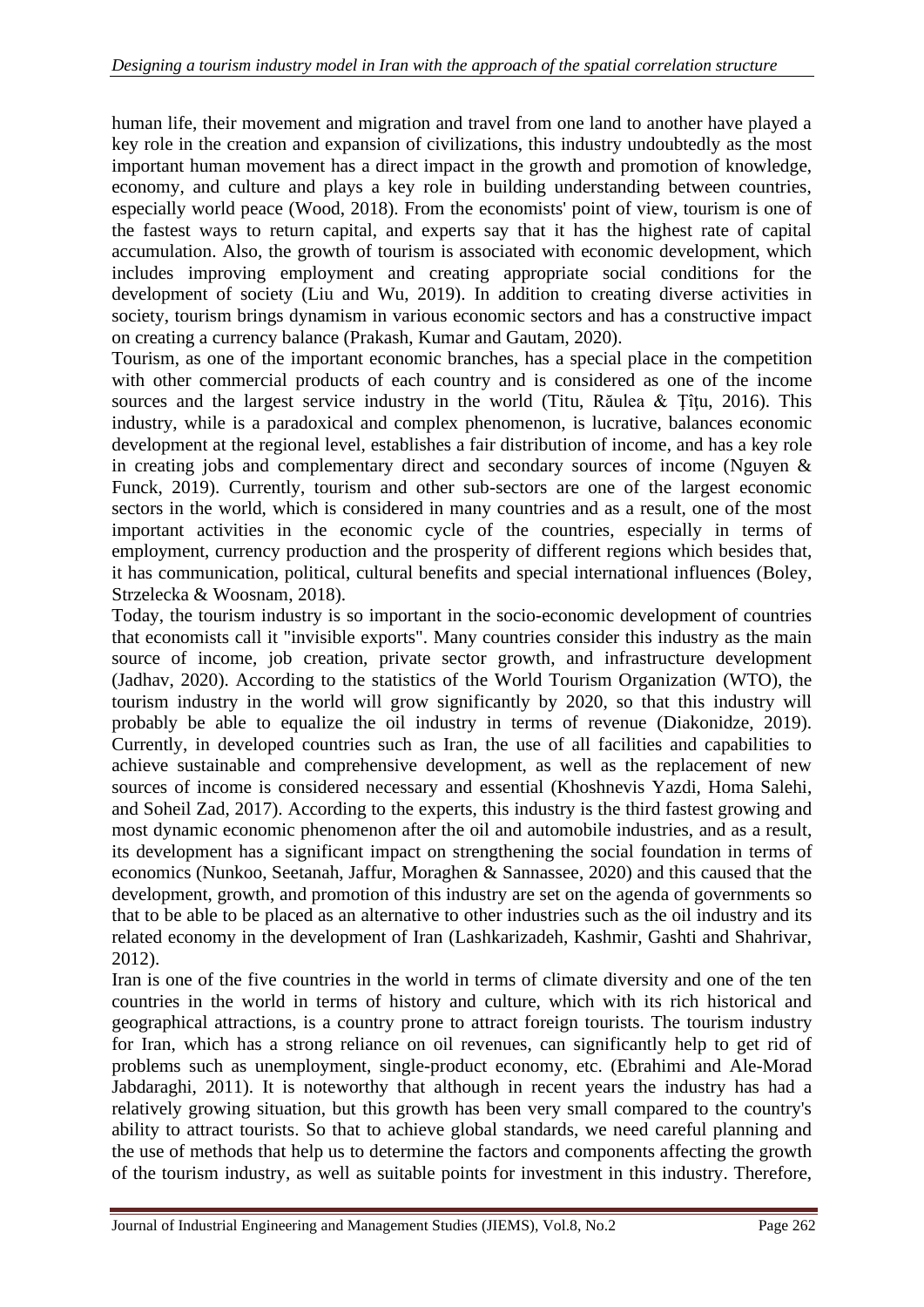human life, their movement and migration and travel from one land to another have played a key role in the creation and expansion of civilizations, this industry undoubtedly as the most important human movement has a direct impact in the growth and promotion of knowledge, economy, and culture and plays a key role in building understanding between countries, especially world peace (Wood, 2018). From the economists' point of view, tourism is one of the fastest ways to return capital, and experts say that it has the highest rate of capital accumulation. Also, the growth of tourism is associated with economic development, which includes improving employment and creating appropriate social conditions for the development of society (Liu and Wu, 2019). In addition to creating diverse activities in society, tourism brings dynamism in various economic sectors and has a constructive impact on creating a currency balance (Prakash, Kumar and Gautam, 2020).

Tourism, as one of the important economic branches, has a special place in the competition with other commercial products of each country and is considered as one of the income sources and the largest service industry in the world (Titu, Răulea & Țîțu, 2016). This industry, while is a paradoxical and complex phenomenon, is lucrative, balances economic development at the regional level, establishes a fair distribution of income, and has a key role in creating jobs and complementary direct and secondary sources of income (Nguyen & Funck, 2019). Currently, tourism and other sub-sectors are one of the largest economic sectors in the world, which is considered in many countries and as a result, one of the most important activities in the economic cycle of the countries, especially in terms of employment, currency production and the prosperity of different regions which besides that, it has communication, political, cultural benefits and special international influences (Boley, Strzelecka & Woosnam, 2018).

Today, the tourism industry is so important in the socio-economic development of countries that economists call it "invisible exports". Many countries consider this industry as the main source of income, job creation, private sector growth, and infrastructure development (Jadhav, 2020). According to the statistics of the World Tourism Organization (WTO), the tourism industry in the world will grow significantly by 2020, so that this industry will probably be able to equalize the oil industry in terms of revenue (Diakonidze, 2019). Currently, in developed countries such as Iran, the use of all facilities and capabilities to achieve sustainable and comprehensive development, as well as the replacement of new sources of income is considered necessary and essential (Khoshnevis Yazdi, Homa Salehi, and Soheil Zad, 2017). According to the experts, this industry is the third fastest growing and most dynamic economic phenomenon after the oil and automobile industries, and as a result, its development has a significant impact on strengthening the social foundation in terms of economics (Nunkoo, Seetanah, Jaffur, Moraghen & Sannassee, 2020) and this caused that the development, growth, and promotion of this industry are set on the agenda of governments so that to be able to be placed as an alternative to other industries such as the oil industry and its related economy in the development of Iran (Lashkarizadeh, Kashmir, Gashti and Shahrivar, 2012).

Iran is one of the five countries in the world in terms of climate diversity and one of the ten countries in the world in terms of history and culture, which with its rich historical and geographical attractions, is a country prone to attract foreign tourists. The tourism industry for Iran, which has a strong reliance on oil revenues, can significantly help to get rid of problems such as unemployment, single-product economy, etc. (Ebrahimi and Ale-Morad Jabdaraghi, 2011). It is noteworthy that although in recent years the industry has had a relatively growing situation, but this growth has been very small compared to the country's ability to attract tourists. So that to achieve global standards, we need careful planning and the use of methods that help us to determine the factors and components affecting the growth of the tourism industry, as well as suitable points for investment in this industry. Therefore,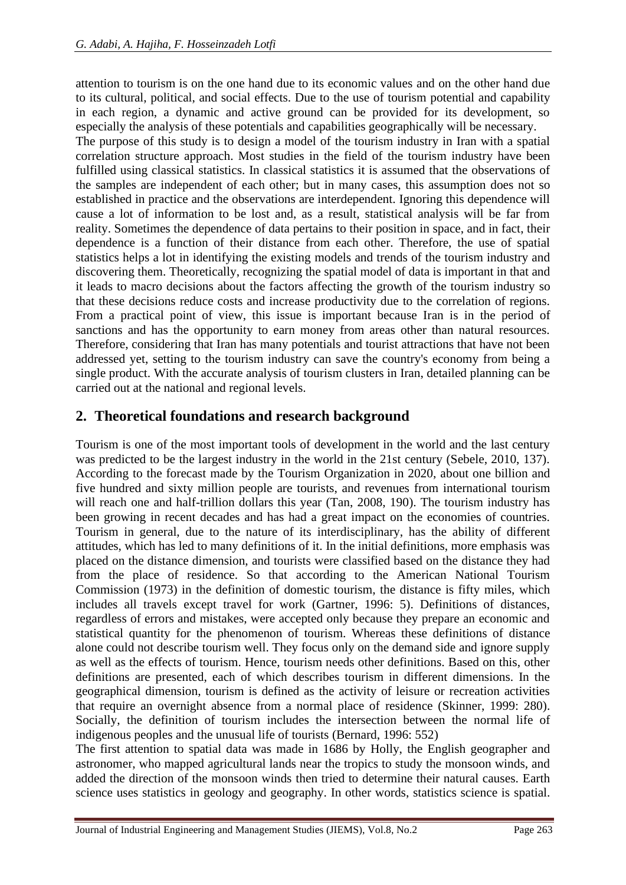attention to tourism is on the one hand due to its economic values and on the other hand due to its cultural, political, and social effects. Due to the use of tourism potential and capability in each region, a dynamic and active ground can be provided for its development, so especially the analysis of these potentials and capabilities geographically will be necessary.

The purpose of this study is to design a model of the tourism industry in Iran with a spatial correlation structure approach. Most studies in the field of the tourism industry have been fulfilled using classical statistics. In classical statistics it is assumed that the observations of the samples are independent of each other; but in many cases, this assumption does not so established in practice and the observations are interdependent. Ignoring this dependence will cause a lot of information to be lost and, as a result, statistical analysis will be far from reality. Sometimes the dependence of data pertains to their position in space, and in fact, their dependence is a function of their distance from each other. Therefore, the use of spatial statistics helps a lot in identifying the existing models and trends of the tourism industry and discovering them. Theoretically, recognizing the spatial model of data is important in that and it leads to macro decisions about the factors affecting the growth of the tourism industry so that these decisions reduce costs and increase productivity due to the correlation of regions. From a practical point of view, this issue is important because Iran is in the period of sanctions and has the opportunity to earn money from areas other than natural resources. Therefore, considering that Iran has many potentials and tourist attractions that have not been addressed yet, setting to the tourism industry can save the country's economy from being a single product. With the accurate analysis of tourism clusters in Iran, detailed planning can be carried out at the national and regional levels.

## 2. Theoretical foundations and research background

Tourism is one of the most important tools of development in the world and the last century was predicted to be the largest industry in the world in the 21st century (Sebele, 2010, 137). According to the forecast made by the Tourism Organization in 2020, about one billion and five hundred and sixty million people are tourists, and revenues from international tourism will reach one and half-trillion dollars this year (Tan, 2008, 190). The tourism industry has been growing in recent decades and has had a great impact on the economies of countries. Tourism in general, due to the nature of its interdisciplinary, has the ability of different attitudes, which has led to many definitions of it. In the initial definitions, more emphasis was placed on the distance dimension, and tourists were classified based on the distance they had from the place of residence. So that according to the American National Tourism Commission (1973) in the definition of domestic tourism, the distance is fifty miles, which includes all travels except travel for work (Gartner, 1996: 5). Definitions of distances, regardless of errors and mistakes, were accepted only because they prepare an economic and statistical quantity for the phenomenon of tourism. Whereas these definitions of distance alone could not describe tourism well. They focus only on the demand side and ignore supply as well as the effects of tourism. Hence, tourism needs other definitions. Based on this, other definitions are presented, each of which describes tourism in different dimensions. In the geographical dimension, tourism is defined as the activity of leisure or recreation activities that require an overnight absence from a normal place of residence (Skinner, 1999: 280). Socially, the definition of tourism includes the intersection between the normal life of indigenous peoples and the unusual life of tourists (Bernard, 1996: 552)

The first attention to spatial data was made in 1686 by Holly, the English geographer and astronomer, who mapped agricultural lands near the tropics to study the monsoon winds, and added the direction of the monsoon winds then tried to determine their natural causes. Earth science uses statistics in geology and geography. In other words, statistics science is spatial.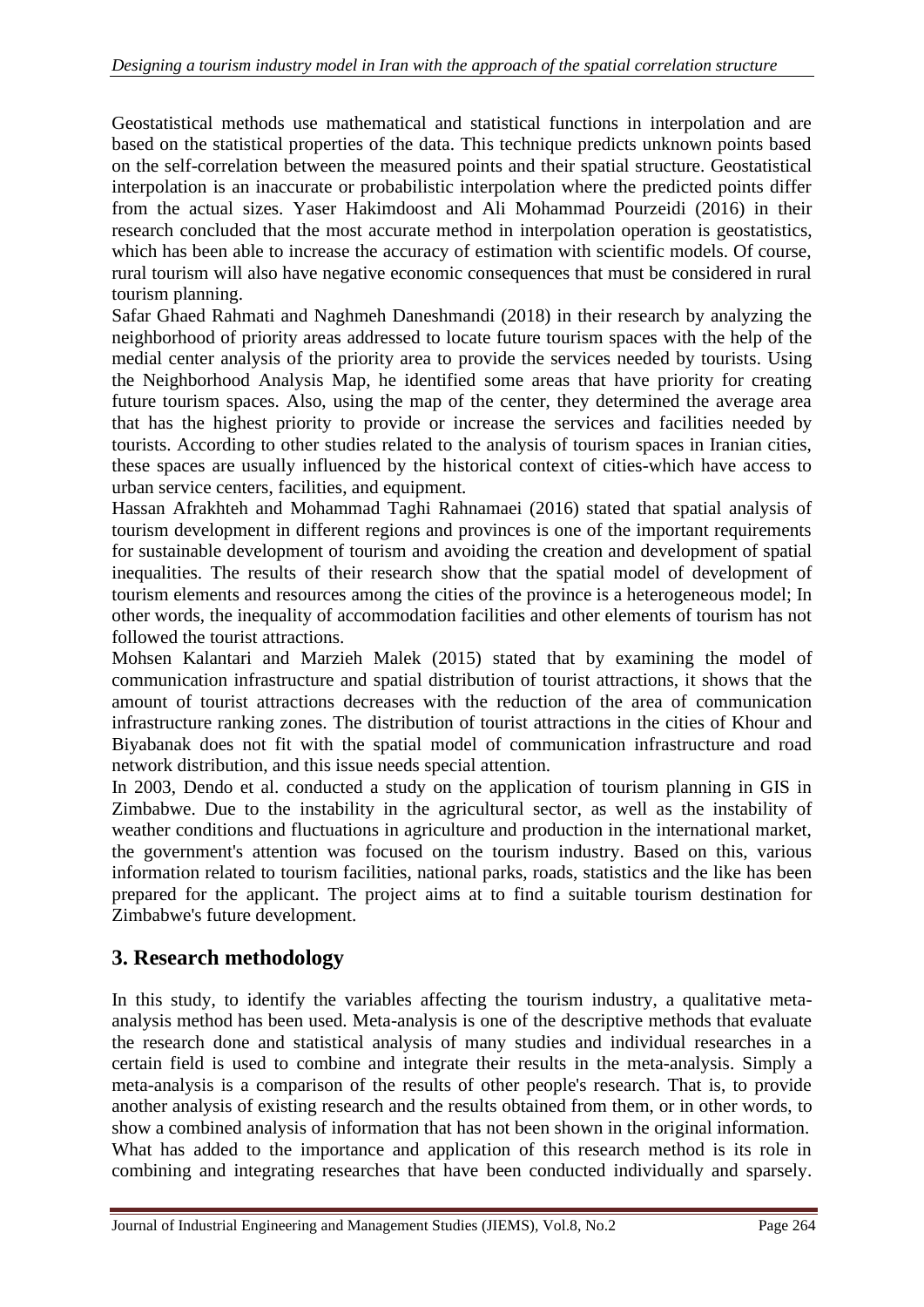Geostatistical methods use mathematical and statistical functions in interpolation and are based on the statistical properties of the data. This technique predicts unknown points based on the self-correlation between the measured points and their spatial structure. Geostatistical interpolation is an inaccurate or probabilistic interpolation where the predicted points differ from the actual sizes. Yaser Hakimdoost and Ali Mohammad Pourzeidi (2016) in their research concluded that the most accurate method in interpolation operation is geostatistics, which has been able to increase the accuracy of estimation with scientific models. Of course, rural tourism will also have negative economic consequences that must be considered in rural tourism planning.

Safar Ghaed Rahmati and Naghmeh Daneshmandi (2018) in their research by analyzing the neighborhood of priority areas addressed to locate future tourism spaces with the help of the medial center analysis of the priority area to provide the services needed by tourists. Using the Neighborhood Analysis Map, he identified some areas that have priority for creating future tourism spaces. Also, using the map of the center, they determined the average area that has the highest priority to provide or increase the services and facilities needed by tourists. According to other studies related to the analysis of tourism spaces in Iranian cities, these spaces are usually influenced by the historical context of cities-which have access to urban service centers, facilities, and equipment.

Hassan Afrakhteh and Mohammad Taghi Rahnamaei (2016) stated that spatial analysis of tourism development in different regions and provinces is one of the important requirements for sustainable development of tourism and avoiding the creation and development of spatial inequalities. The results of their research show that the spatial model of development of tourism elements and resources among the cities of the province is a heterogeneous model; In other words, the inequality of accommodation facilities and other elements of tourism has not followed the tourist attractions.

Mohsen Kalantari and Marzieh Malek (2015) stated that by examining the model of communication infrastructure and spatial distribution of tourist attractions, it shows that the amount of tourist attractions decreases with the reduction of the area of communication infrastructure ranking zones. The distribution of tourist attractions in the cities of Khour and Biyabanak does not fit with the spatial model of communication infrastructure and road network distribution, and this issue needs special attention.

In 2003, Dendo et al. conducted a study on the application of tourism planning in GIS in Zimbabwe. Due to the instability in the agricultural sector, as well as the instability of weather conditions and fluctuations in agriculture and production in the international market, the government's attention was focused on the tourism industry. Based on this, various information related to tourism facilities, national parks, roads, statistics and the like has been prepared for the applicant. The project aims at to find a suitable tourism destination for Zimbabwe's future development.

## 3. Research methodology

In this study, to identify the variables affecting the tourism industry, a qualitative meta-analysis method has been used. Meta-analysis is one of the descriptive methods that evaluate the research done and statistical analysis of many studies and individual researches in a certain field is used to combine and integrate their results in the meta-analysis. Simply a meta-analysis is a comparison of the results of other people's research. That is, to provide another analysis of existing research and the results obtained from them, or in other words, to show a combined analysis of information that has not been shown in the original information. What has added to the importance and application of this research method is its role in combining and integrating researches that have been conducted individually and sparsely.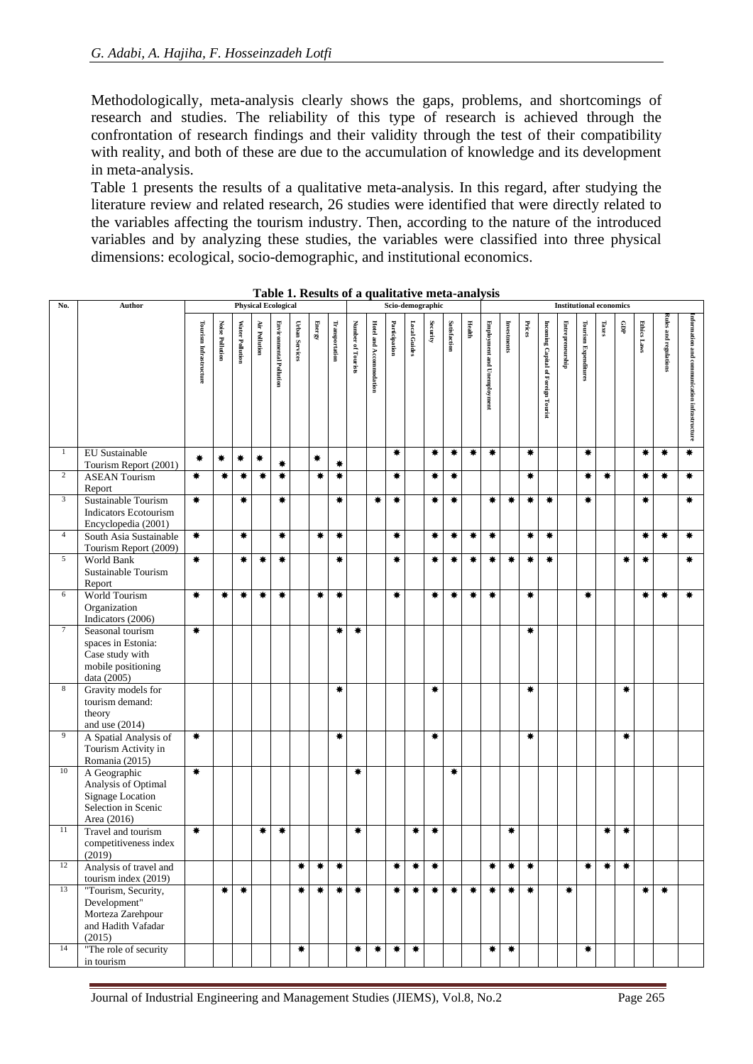Methodologically, meta-analysis clearly shows the gaps, problems, and shortcomings of research and studies. The reliability of this type of research is achieved through the confrontation of research findings and their validity through the test of their compatibility with reality, and both of these are due to the accumulation of knowledge and its development in meta-analysis.

Table 1 presents the results of a qualitative meta-analysis. In this regard, after studying the literature review and related research, 26 studies were identified that were directly related to the variables affecting the tourism industry. Then, according to the nature of the introduced variables and by analyzing these studies, the variables were classified into three physical dimensions: ecological, socio-demographic, and institutional economics.

**Table 1. Results of a qualitative meta-analysis**

| No. | Author | Physical Ecological | | | | | | | | Scio-demographic | | | | | | | Institutional economics | | | | | | | | | | |
|---|---|---|---|---|---|---|---|---|---|---|---|---|---|---|---|---|---|---|---|---|---|---|---|---|---|---|---|
| | | Tourism Infrastructure | Noise Pollution | Water Pollution | Air Pollution | Environmental Pollution | Urban Services | Energy | Transportation | Number of Tourists | Hotel and Accommodation | Participation | Local Guides | Security | Satisfaction | Health | Employment and Unemployment | Investments | Prices | Incoming Capital of Foreign Tourist | Entrepreneurship | Tourism Expenditures | Taxes | GDP | Ethics Laws | Rules and regulations | Information and communication infrastructure |
| 1 | EU Sustainable Tourism Report (2001) | * | * | * | * | * | | * | * | | | * | | * | * | * | * | | * | | | * | | | * | * | * |
| 2 | ASEAN Tourism Report | * | * | * | * | * | | * | * | | | * | | * | * | | | | * | | | * | * | | * | * | * |
| 3 | Sustainable Tourism Indicators Ecotourism Encyclopedia (2001) | * | | * | | * | | | * | | * | * | | * | * | | * | * | * | * | | * | | | * | | * |
| 4 | South Asia Sustainable Tourism Report (2009) | * | | * | | * | | * | * | | | * | | * | * | * | * | | * | * | | | | | * | * | * |
| 5 | World Bank Sustainable Tourism Report | * | | * | * | * | | | * | | | * | | * | * | * | * | * | * | * | | | | * | * | | * |
| 6 | World Tourism Organization Indicators (2006) | * | * | * | * | * | | * | * | | | * | | * | * | * | * | | * | | | * | | | * | * | * |
| 7 | Seasonal tourism spaces in Estonia: Case study with mobile positioning data (2005) | * | | | | | | | * | * | | | | | | | | | * | | | | | | | | |
| 8 | Gravity models for tourism demand: theory and use (2014) | | | | | | | | * | | | | | * | | | | | * | | | | | * | | | |
| 9 | A Spatial Analysis of Tourism Activity in Romania (2015) | * | | | | | | | * | | | | | * | | | | | * | | | | | * | | | |
| 10 | A Geographic Analysis of Optimal Signage Location Selection in Scenic Area (2016) | * | | | | | | | | * | | | | | * | | | | | | | | | | | | |
| 11 | Travel and tourism competitiveness index (2019) | * | | | * | * | | | | * | | | * | * | | | | * | | | | | * | * | | | |
| 12 | Analysis of travel and tourism index (2019) | | | | | | * | * | * | | | * | * | * | | | * | * | * | | | * | * | * | | | |
| 13 | "Tourism, Security, Development" Morteza Zarehpour and Hadith Vafadar (2015) | | * | * | | | * | * | * | * | | * | * | * | * | * | * | * | * | | * | | | | * | * | |
| 14 | "The role of security in tourism | | | | | | * | | | * | * | * | * | | | | * | * | | | | * | | | | | |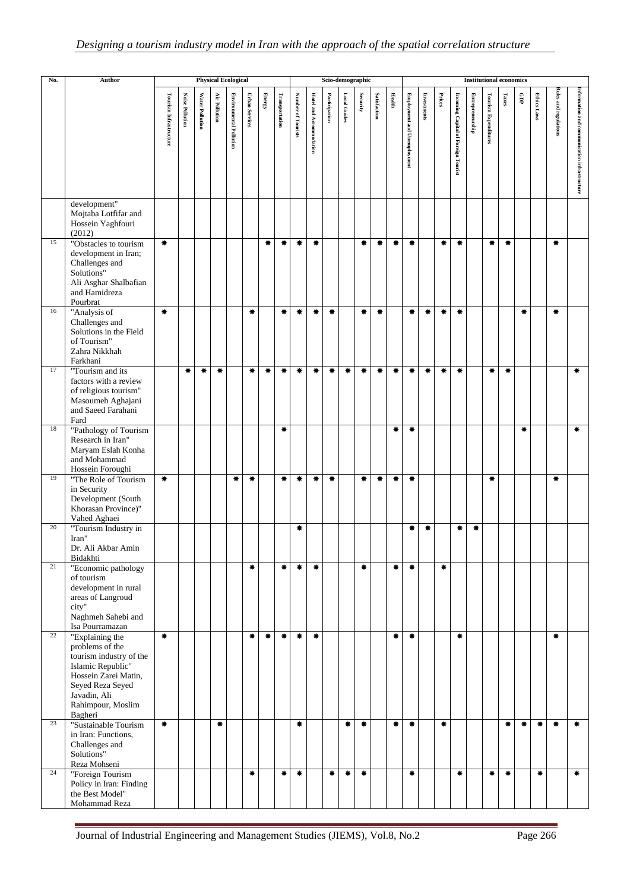| No. | Author | Physical Ecological | | | | | | | | Scio-demographic | | | | | | | Institutional economics | | | | | | | | | | |
|---|---|---|---|---|---|---|---|---|---|---|---|---|---|---|---|---|---|---|---|---|---|---|---|---|---|---|---|
| | | Tourism Infrastructure | Noise Pollution | Water Pollution | Air Pollution | Environmental Pollution | Urban Services | Energy | Transportation | Number of Tourists | Hotel and Accommodation | Participation | Local Guides | Security | Satisfaction | Health | Employment and Unemployment | Investments | Prices | Incoming Capital of Foreign Tourist | Entrepreneurship | Tourism Expenditures | Taxes | GDP | Ethics Laws | Rules and regulations | Information and communication infrastructure |
| | development" Mojtaba Lotfifar and Hossein Yaghfouri (2012) | | | | | | | | | | | | | | | | | | | | | | | | | | |
| 15 | "Obstacles to tourism development in Iran; Challenges and Solutions" Ali Asghar Shalbafian and Hamidreza Pourbrat | * | | | | | | * | * | * | * | | | * | * | * | * | | * | * | | * | * | | | * | |
| 16 | "Analysis of Challenges and Solutions in the Field of Tourism" Zahra Nikkhah Farkhani | * | | | | | * | | * | * | * | * | | * | * | | * | * | * | * | | | | * | | * | |
| 17 | "Tourism and its factors with a review of religious tourism" Masoumeh Aghajani and Saeed Farahani Fard | | * | * | * | | * | * | * | * | * | * | * | * | * | * | * | * | * | * | | * | * | | | | * |
| 18 | "Pathology of Tourism Research in Iran" Maryam Eslah Konha and Mohammad Hossein Foroughi | | | | | | | | * | | | | | | | * | * | | | | | | | * | | | * |
| 19 | "The Role of Tourism in Security Development (South Khorasan Province)" Vahed Aghaei | * | | | | * | * | | * | * | * | * | | * | * | * | * | | | | | * | | | | * | |
| 20 | "Tourism Industry in Iran" Dr. Ali Akbar Amin Bidakhti | | | | | | | | | * | | | | | | | * | * | | * | * | | | | | | |
| 21 | "Economic pathology of tourism development in rural areas of Langroud city" Naghmeh Sahebi and Isa Pourramazan | | | | | | * | | * | * | * | | | * | | * | * | | * | | | | | | | | |
| 22 | "Explaining the problems of the tourism industry of the Islamic Republic" Hossein Zarei Matin, Seyed Reza Seyed Javadin, Ali Rahimpour, Moslim Bagheri | * | | | | | * | * | * | * | * | | | | | * | * | | | * | | | | | | * | |
| 23 | "Sustainable Tourism in Iran: Functions, Challenges and Solutions" Reza Mohseni | * | | | * | | | | | * | | | * | * | | * | * | | * | | | | * | * | * | * | * |
| 24 | "Foreign Tourism Policy in Iran: Finding the Best Model" Mohammad Reza | | | | | | * | | * | * | | * | * | * | | | * | | | * | | * | * | | * | | * |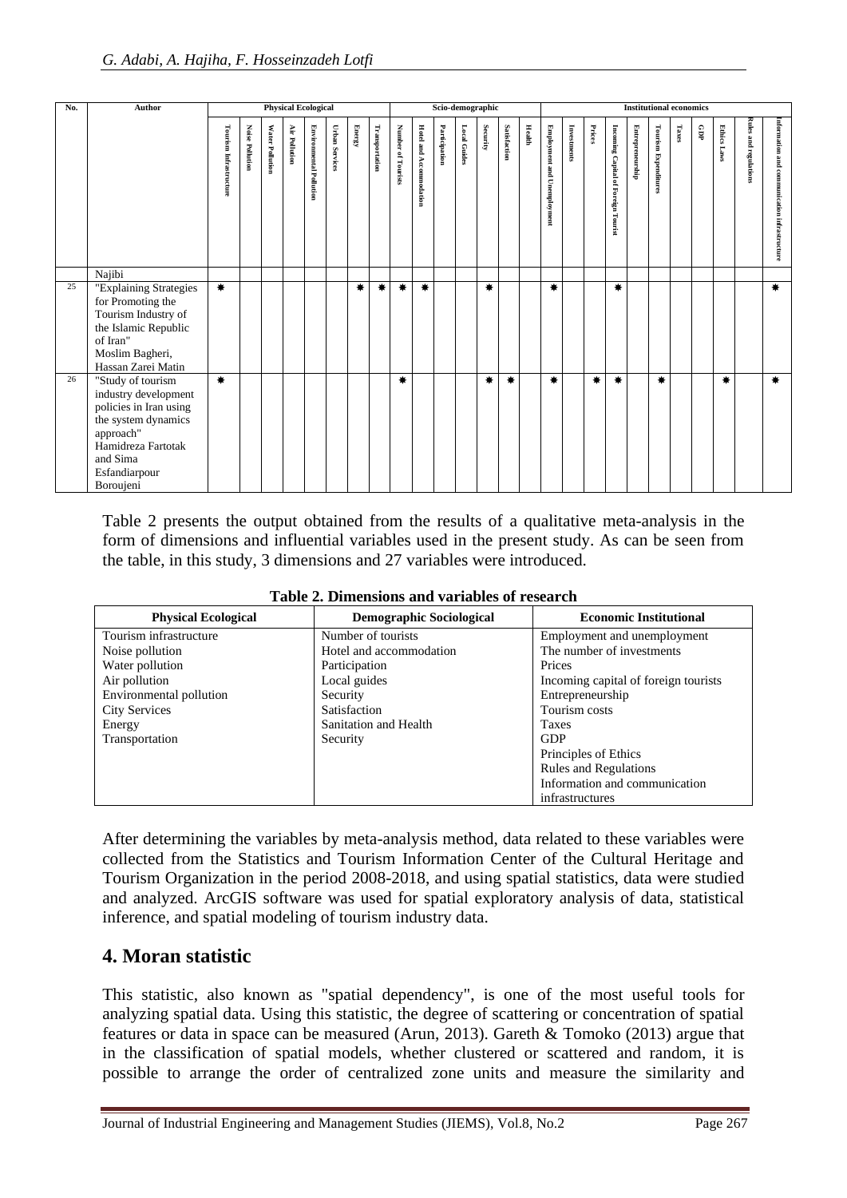| No. | Author | Physical Ecological | | | | | | | | Scio-demographic | | | | | | | Institutional economics | | | | | | | | | | |
|---|---|---|---|---|---|---|---|---|---|---|---|---|---|---|---|---|---|---|---|---|---|---|---|---|---|---|---|
| | | Tourism Infrastructure | Noise Pollution | Water Pollution | Air Pollution | Environmental Pollution | Urban Services | Energy | Transportation | Number of Tourists | Hotel and Accommodation | Participation | Local Guides | Security | Satisfaction | Health | Employment and Unemployment | Investments | Prices | Incoming Capital of Foreign Tourist | Entrepreneurship | Tourism Expenditures | Taxes | GDP | Ethics Laws | Rules and regulations | Information and communication infrastructure |
| | Najibi | | | | | | | | | | | | | | | | | | | | | | | | | | |
| 25 | "Explaining Strategies for Promoting the Tourism Industry of the Islamic Republic of Iran" Moslim Bagheri, Hassan Zarei Matin | * | | | | | | * | * | * | * | | | * | | | * | | | * | | | | | | | * |
| 26 | "Study of tourism industry development policies in Iran using the system dynamics approach" Hamidreza Fartotak and Sima Esfandiarpour Boroujeni | * | | | | | | | | * | | | | * | * | | * | | * | * | | * | | | * | | * |

Table 2 presents the output obtained from the results of a qualitative meta-analysis in the form of dimensions and influential variables used in the present study. As can be seen from the table, in this study, 3 dimensions and 27 variables were introduced.

**Table 2. Dimensions and variables of research**

| Physical Ecological | Demographic Sociological | Economic Institutional |
|---|---|---|
| Tourism infrastructure | Number of tourists | Employment and unemployment |
| Noise pollution | Hotel and accommodation | The number of investments |
| Water pollution | Participation | Prices |
| Air pollution | Local guides | Incoming capital of foreign tourists |
| Environmental pollution | Security | Entrepreneurship |
| City Services | Satisfaction | Tourism costs |
| Energy | Sanitation and Health | Taxes |
| Transportation | Security | GDP |
| | | Principles of Ethics |
| | | Rules and Regulations |
| | | Information and communication infrastructures |

After determining the variables by meta-analysis method, data related to these variables were collected from the Statistics and Tourism Information Center of the Cultural Heritage and Tourism Organization in the period 2008-2018, and using spatial statistics, data were studied and analyzed. ArcGIS software was used for spatial exploratory analysis of data, statistical inference, and spatial modeling of tourism industry data.

## 4. Moran statistic

This statistic, also known as "spatial dependency", is one of the most useful tools for analyzing spatial data. Using this statistic, the degree of scattering or concentration of spatial features or data in space can be measured (Arun, 2013). Gareth & Tomoko (2013) argue that in the classification of spatial models, whether clustered or scattered and random, it is possible to arrange the order of centralized zone units and measure the similarity and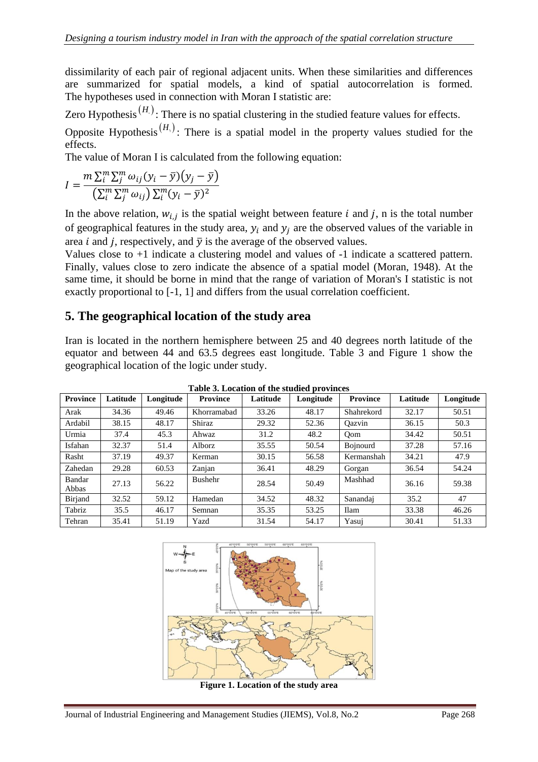dissimilarity of each pair of regional adjacent units. When these similarities and differences are summarized for spatial models, a kind of spatial autocorrelation is formed. The hypotheses used in connection with Moran I statistic are:

Zero Hypothesis $(H_0)$: There is no spatial clustering in the studied feature values for effects.

Opposite Hypothesis $(H_1)$: There is a spatial model in the property values studied for the effects.

The value of Moran I is calculated from the following equation:

$$I = \frac{m \sum_i^m \sum_j^m \omega_{ij}(y_i - \bar{y})(y_j - \bar{y})}{\left(\sum_i^m \sum_j^m \omega_{ij}\right) \sum_i^m (y_i - \bar{y})^2}$$

In the above relation, $w_{i,j}$ is the spatial weight between feature $i$ and $j$, n is the total number of geographical features in the study area, $y_i$ and $y_j$ are the observed values of the variable in area $i$ and $j$, respectively, and $\bar{y}$ is the average of the observed values.

Values close to +1 indicate a clustering model and values of -1 indicate a scattered pattern. Finally, values close to zero indicate the absence of a spatial model (Moran, 1948). At the same time, it should be borne in mind that the range of variation of Moran's I statistic is not exactly proportional to [-1, 1] and differs from the usual correlation coefficient.

## 5. The geographical location of the study area

Iran is located in the northern hemisphere between 25 and 40 degrees north latitude of the equator and between 44 and 63.5 degrees east longitude. Table 3 and Figure 1 show the geographical location of the logic under study.

**Table 3. Location of the studied provinces**

| Province | Latitude | Longitude | Province | Latitude | Longitude | Province | Latitude | Longitude |
|---|---|---|---|---|---|---|---|---|
| Arak | 34.36 | 49.46 | Khorramabad | 33.26 | 48.17 | Shahrekord | 32.17 | 50.51 |
| Ardabil | 38.15 | 48.17 | Shiraz | 29.32 | 52.36 | Qazvin | 36.15 | 50.3 |
| Urmia | 37.4 | 45.3 | Ahwaz | 31.2 | 48.2 | Qom | 34.42 | 50.51 |
| Isfahan | 32.37 | 51.4 | Alborz | 35.55 | 50.54 | Bojnourd | 37.28 | 57.16 |
| Rasht | 37.19 | 49.37 | Kerman | 30.15 | 56.58 | Kermanshah | 34.21 | 47.9 |
| Zahedan | 29.28 | 60.53 | Zanjan | 36.41 | 48.29 | Gorgan | 36.54 | 54.24 |
| Bandar Abbas | 27.13 | 56.22 | Bushehr | 28.54 | 50.49 | Mashhad | 36.16 | 59.38 |
| Birjand | 32.52 | 59.12 | Hamedan | 34.52 | 48.32 | Sanandaj | 35.2 | 47 |
| Tabriz | 35.5 | 46.17 | Semnan | 35.35 | 53.25 | Ilam | 33.38 | 46.26 |
| Tehran | 35.41 | 51.19 | Yazd | 31.54 | 54.17 | Yasuj | 30.41 | 51.33 |

**Figure 1. Location of the study area**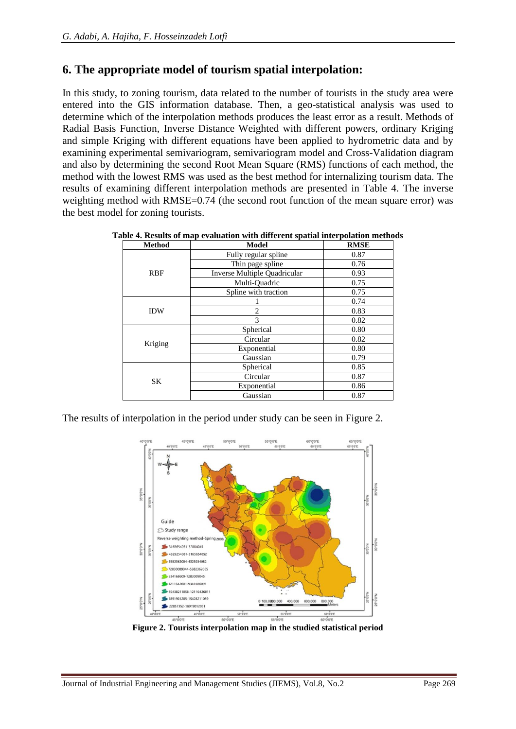## 6. The appropriate model of tourism spatial interpolation:

In this study, to zoning tourism, data related to the number of tourists in the study area were entered into the GIS information database. Then, a geo-statistical analysis was used to determine which of the interpolation methods produces the least error as a result. Methods of Radial Basis Function, Inverse Distance Weighted with different powers, ordinary Kriging and simple Kriging with different equations have been applied to hydrometric data and by examining experimental semivariogram, semivariogram model and Cross-Validation diagram and also by determining the second Root Mean Square (RMS) functions of each method, the method with the lowest RMS was used as the best method for internalizing tourism data. The results of examining different interpolation methods are presented in Table 4. The inverse weighting method with RMSE=0.74 (the second root function of the mean square error) was the best model for zoning tourists.

**Table 4. Results of map evaluation with different spatial interpolation methods**

| Method | Model | RMSE |
|---|---|---|
| RBF | Fully regular spline | 0.87 |
| | Thin page spline | 0.76 |
| | Inverse Multiple Quadricular | 0.93 |
| | Multi-Quadric | 0.75 |
| | Spline with traction | 0.75 |
| IDW | 1 | 0.74 |
| | 2 | 0.83 |
| | 3 | 0.82 |
| Kriging | Spherical | 0.80 |
| | Circular | 0.82 |
| | Exponential | 0.80 |
| | Gaussian | 0.79 |
| SK | Spherical | 0.85 |
| | Circular | 0.87 |
| | Exponential | 0.86 |
| | Gaussian | 0.87 |

The results of interpolation in the period under study can be seen in Figure 2.

**Figure 2. Tourists interpolation map in the studied statistical period**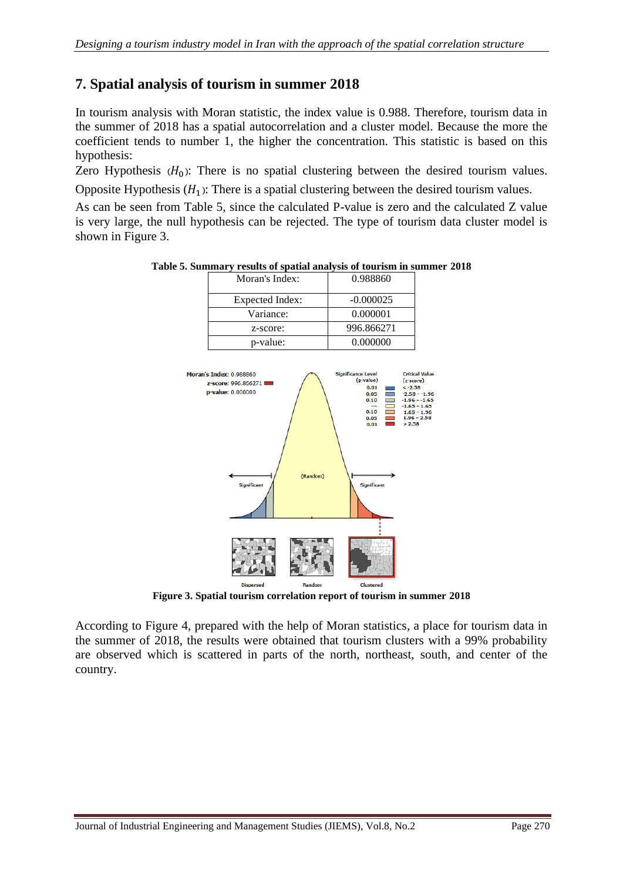## 7. Spatial analysis of tourism in summer 2018

In tourism analysis with Moran statistic, the index value is 0.988. Therefore, tourism data in the summer of 2018 has a spatial autocorrelation and a cluster model. Because the more the coefficient tends to number 1, the higher the concentration. This statistic is based on this hypothesis:

Zero Hypothesis ($H_0$): There is no spatial clustering between the desired tourism values.

Opposite Hypothesis ($H_1$): There is a spatial clustering between the desired tourism values.

As can be seen from Table 5, since the calculated P-value is zero and the calculated Z value is very large, the null hypothesis can be rejected. The type of tourism data cluster model is shown in Figure 3.

**Table 5. Summary results of spatial analysis of tourism in summer 2018**

| Moran's Index: | 0.988860 |
|---|---|
| Expected Index: | -0.000025 |
| Variance: | 0.000001 |
| z-score: | 996.866271 |
| p-value: | 0.000000 |

**Figure 3. Spatial tourism correlation report of tourism in summer 2018**

According to Figure 4, prepared with the help of Moran statistics, a place for tourism data in the summer of 2018, the results were obtained that tourism clusters with a 99% probability are observed which is scattered in parts of the north, northeast, south, and center of the country.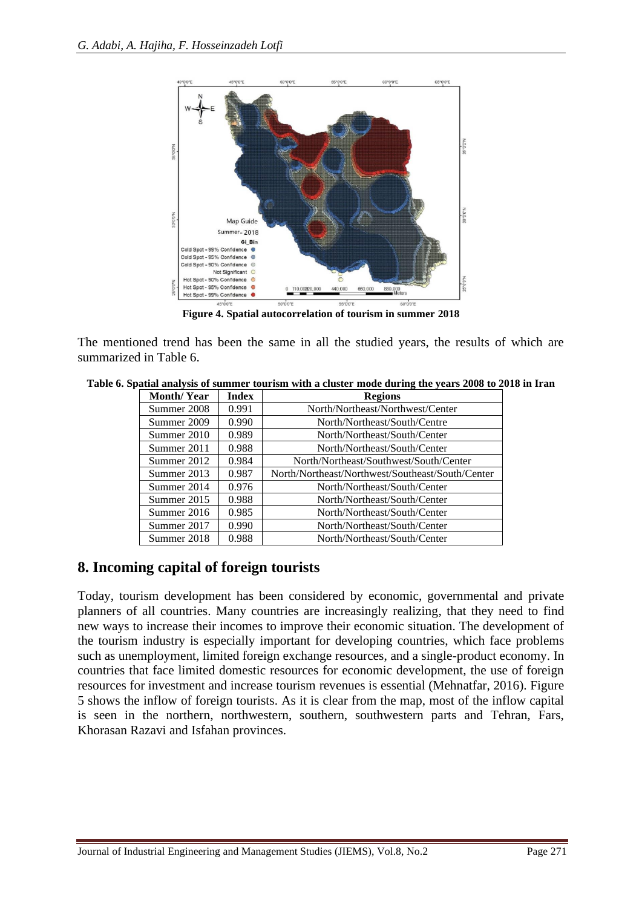Figure 4. Spatial autocorrelation of tourism in summer 2018

The mentioned trend has been the same in all the studied years, the results of which are summarized in Table 6.

**Table 6. Spatial analysis of summer tourism with a cluster mode during the years 2008 to 2018 in Iran**

| Month/ Year | Index | Regions |
|---|---|---|
| Summer 2008 | 0.991 | North/Northeast/Northwest/Center |
| Summer 2009 | 0.990 | North/Northeast/South/Centre |
| Summer 2010 | 0.989 | North/Northeast/South/Center |
| Summer 2011 | 0.988 | North/Northeast/South/Center |
| Summer 2012 | 0.984 | North/Northeast/Southwest/South/Center |
| Summer 2013 | 0.987 | North/Northeast/Northwest/Southeast/South/Center |
| Summer 2014 | 0.976 | North/Northeast/South/Center |
| Summer 2015 | 0.988 | North/Northeast/South/Center |
| Summer 2016 | 0.985 | North/Northeast/South/Center |
| Summer 2017 | 0.990 | North/Northeast/South/Center |
| Summer 2018 | 0.988 | North/Northeast/South/Center |

## 8. Incoming capital of foreign tourists

Today, tourism development has been considered by economic, governmental and private planners of all countries. Many countries are increasingly realizing, that they need to find new ways to increase their incomes to improve their economic situation. The development of the tourism industry is especially important for developing countries, which face problems such as unemployment, limited foreign exchange resources, and a single-product economy. In countries that face limited domestic resources for economic development, the use of foreign resources for investment and increase tourism revenues is essential (Mehnatfar, 2016). Figure 5 shows the inflow of foreign tourists. As it is clear from the map, most of the inflow capital is seen in the northern, northwestern, southern, southwestern parts and Tehran, Fars, Khorasan Razavi and Isfahan provinces.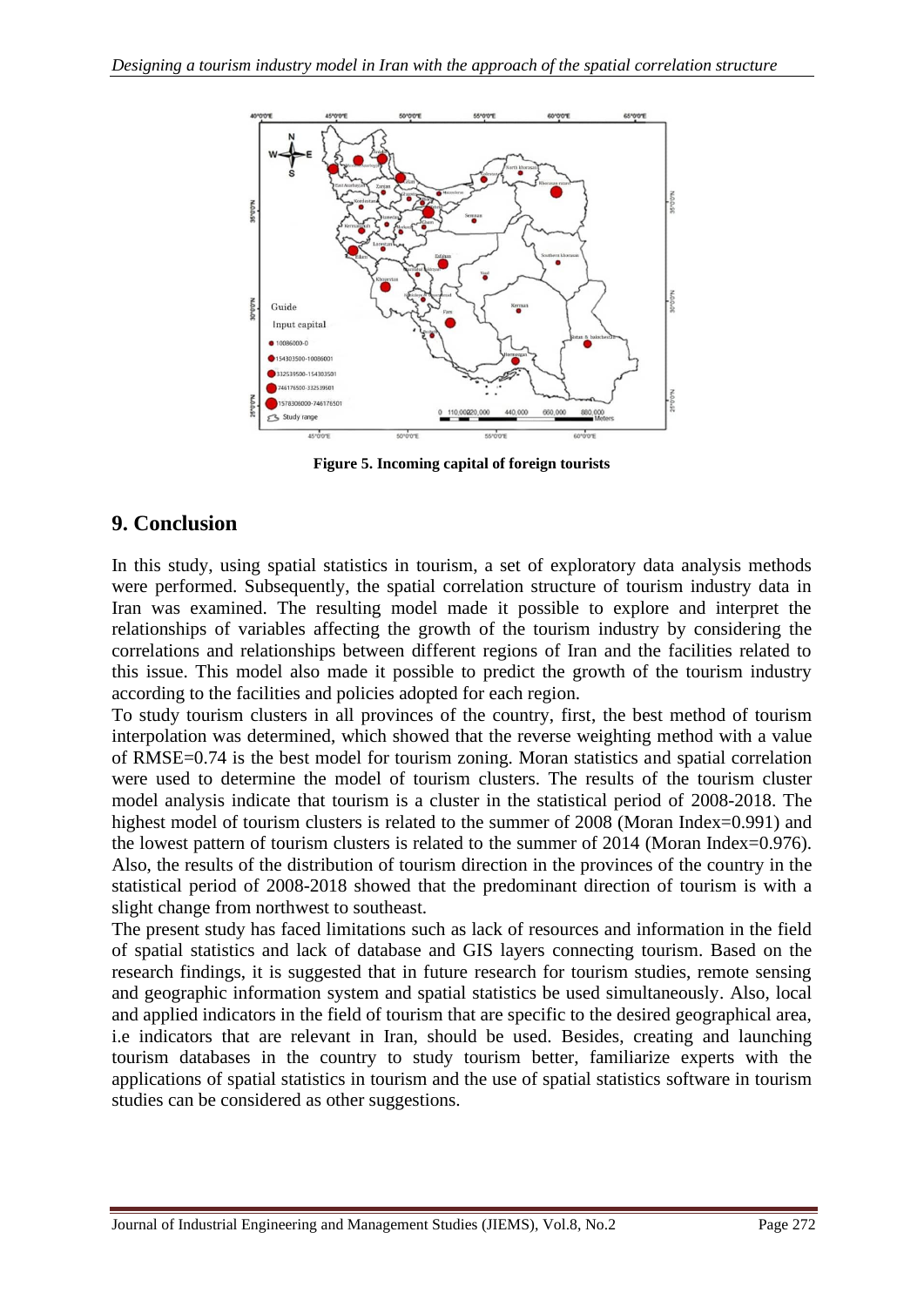**Figure 5. Incoming capital of foreign tourists**

## 9. Conclusion

In this study, using spatial statistics in tourism, a set of exploratory data analysis methods were performed. Subsequently, the spatial correlation structure of tourism industry data in Iran was examined. The resulting model made it possible to explore and interpret the relationships of variables affecting the growth of the tourism industry by considering the correlations and relationships between different regions of Iran and the facilities related to this issue. This model also made it possible to predict the growth of the tourism industry according to the facilities and policies adopted for each region.

To study tourism clusters in all provinces of the country, first, the best method of tourism interpolation was determined, which showed that the reverse weighting method with a value of RMSE=0.74 is the best model for tourism zoning. Moran statistics and spatial correlation were used to determine the model of tourism clusters. The results of the tourism cluster model analysis indicate that tourism is a cluster in the statistical period of 2008-2018. The highest model of tourism clusters is related to the summer of 2008 (Moran Index=0.991) and the lowest pattern of tourism clusters is related to the summer of 2014 (Moran Index=0.976). Also, the results of the distribution of tourism direction in the provinces of the country in the statistical period of 2008-2018 showed that the predominant direction of tourism is with a slight change from northwest to southeast.

The present study has faced limitations such as lack of resources and information in the field of spatial statistics and lack of database and GIS layers connecting tourism. Based on the research findings, it is suggested that in future research for tourism studies, remote sensing and geographic information system and spatial statistics be used simultaneously. Also, local and applied indicators in the field of tourism that are specific to the desired geographical area, i.e indicators that are relevant in Iran, should be used. Besides, creating and launching tourism databases in the country to study tourism better, familiarize experts with the applications of spatial statistics in tourism and the use of spatial statistics software in tourism studies can be considered as other suggestions.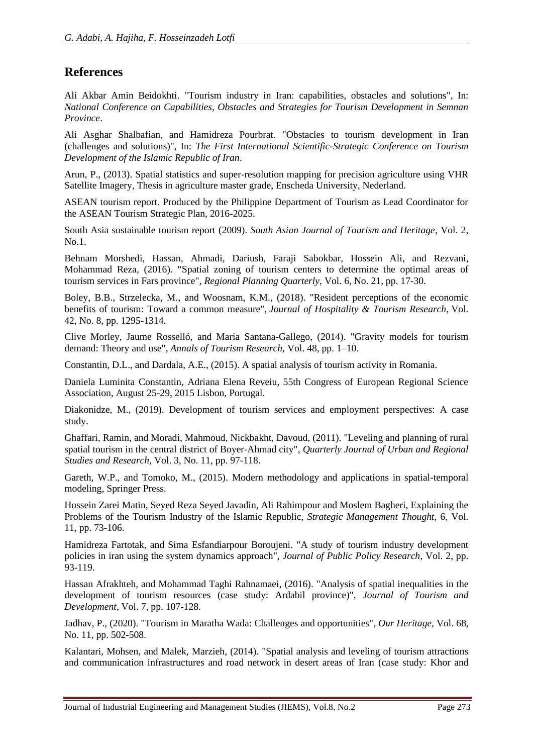## References

Ali Akbar Amin Beidokhti. "Tourism industry in Iran: capabilities, obstacles and solutions", In: *National Conference on Capabilities, Obstacles and Strategies for Tourism Development in Semnan Province*.

Ali Asghar Shalbafian, and Hamidreza Pourbrat. "Obstacles to tourism development in Iran (challenges and solutions)", In: *The First International Scientific-Strategic Conference on Tourism Development of the Islamic Republic of Iran*.

Arun, P., (2013). Spatial statistics and super-resolution mapping for precision agriculture using VHR Satellite Imagery, Thesis in agriculture master grade, Enscheda University, Nederland.

ASEAN tourism report. Produced by the Philippine Department of Tourism as Lead Coordinator for the ASEAN Tourism Strategic Plan, 2016-2025.

South Asia sustainable tourism report (2009). *South Asian Journal of Tourism and Heritage*, Vol. 2, No.1.

Behnam Morshedi, Hassan, Ahmadi, Dariush, Faraji Sabokbar, Hossein Ali, and Rezvani, Mohammad Reza, (2016). "Spatial zoning of tourism centers to determine the optimal areas of tourism services in Fars province", *Regional Planning Quarterly*, Vol. 6, No. 21, pp. 17-30.

Boley, B.B., Strzelecka, M., and Woosnam, K.M., (2018). "Resident perceptions of the economic benefits of tourism: Toward a common measure", *Journal of Hospitality & Tourism Research*, Vol. 42, No. 8, pp. 1295-1314.

Clive Morley, Jaume Rosselló, and Maria Santana-Gallego, (2014). "Gravity models for tourism demand: Theory and use", *Annals of Tourism Research*, Vol. 48, pp. 1–10.

Constantin, D.L., and Dardala, A.E., (2015). A spatial analysis of tourism activity in Romania.

Daniela Luminita Constantin, Adriana Elena Reveiu, 55th Congress of European Regional Science Association, August 25-29, 2015 Lisbon, Portugal.

Diakonidze, M., (2019). Development of tourism services and employment perspectives: A case study.

Ghaffari, Ramin, and Moradi, Mahmoud, Nickbakht, Davoud, (2011). "Leveling and planning of rural spatial tourism in the central district of Boyer-Ahmad city", *Quarterly Journal of Urban and Regional Studies and Research*, Vol. 3, No. 11, pp. 97-118.

Gareth, W.P., and Tomoko, M., (2015). Modern methodology and applications in spatial-temporal modeling, Springer Press.

Hossein Zarei Matin, Seyed Reza Seyed Javadin, Ali Rahimpour and Moslem Bagheri, Explaining the Problems of the Tourism Industry of the Islamic Republic, *Strategic Management Thought*, 6, Vol. 11, pp. 73-106.

Hamidreza Fartotak, and Sima Esfandiarpour Boroujeni. "A study of tourism industry development policies in iran using the system dynamics approach", *Journal of Public Policy Research*, Vol. 2, pp. 93-119.

Hassan Afrakhteh, and Mohammad Taghi Rahnamaei, (2016). "Analysis of spatial inequalities in the development of tourism resources (case study: Ardabil province)", *Journal of Tourism and Development*, Vol. 7, pp. 107-128.

Jadhav, P., (2020). "Tourism in Maratha Wada: Challenges and opportunities", *Our Heritage*, Vol. 68, No. 11, pp. 502-508.

Kalantari, Mohsen, and Malek, Marzieh, (2014). "Spatial analysis and leveling of tourism attractions and communication infrastructures and road network in desert areas of Iran (case study: Khor and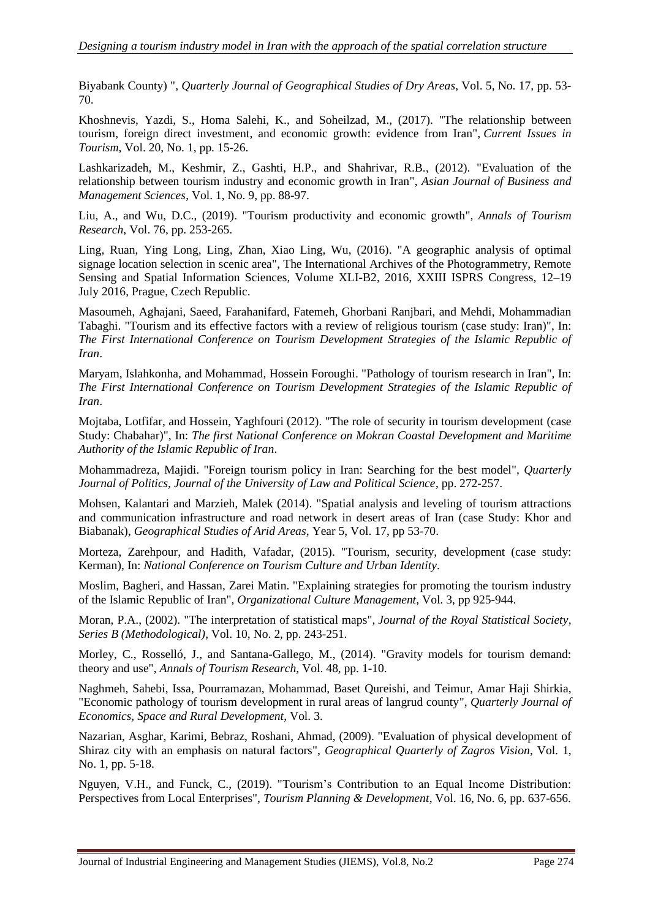Biyabank County) ", *Quarterly Journal of Geographical Studies of Dry Areas*, Vol. 5, No. 17, pp. 53-70.

Khoshnevis, Yazdi, S., Homa Salehi, K., and Soheilzad, M., (2017). "The relationship between tourism, foreign direct investment, and economic growth: evidence from Iran", *Current Issues in Tourism*, Vol. 20, No. 1, pp. 15-26.

Lashkarizadeh, M., Keshmir, Z., Gashti, H.P., and Shahrivar, R.B., (2012). "Evaluation of the relationship between tourism industry and economic growth in Iran", *Asian Journal of Business and Management Sciences*, Vol. 1, No. 9, pp. 88-97.

Liu, A., and Wu, D.C., (2019). "Tourism productivity and economic growth", *Annals of Tourism Research*, Vol. 76, pp. 253-265.

Ling, Ruan, Ying Long, Ling, Zhan, Xiao Ling, Wu, (2016). "A geographic analysis of optimal signage location selection in scenic area", The International Archives of the Photogrammetry, Remote Sensing and Spatial Information Sciences, Volume XLI-B2, 2016, XXIII ISPRS Congress, 12–19 July 2016, Prague, Czech Republic.

Masoumeh, Aghajani, Saeed, Farahanifard, Fatemeh, Ghorbani Ranjbari, and Mehdi, Mohammadian Tabaghi. "Tourism and its effective factors with a review of religious tourism (case study: Iran)", In: *The First International Conference on Tourism Development Strategies of the Islamic Republic of Iran*.

Maryam, Islahkonha, and Mohammad, Hossein Foroughi. "Pathology of tourism research in Iran", In: *The First International Conference on Tourism Development Strategies of the Islamic Republic of Iran*.

Mojtaba, Lotfifar, and Hossein, Yaghfouri (2012). "The role of security in tourism development (case Study: Chabahar)", In: *The first National Conference on Mokran Coastal Development and Maritime Authority of the Islamic Republic of Iran*.

Mohammadreza, Majidi. "Foreign tourism policy in Iran: Searching for the best model", *Quarterly Journal of Politics, Journal of the University of Law and Political Science*, pp. 272-257.

Mohsen, Kalantari and Marzieh, Malek (2014). "Spatial analysis and leveling of tourism attractions and communication infrastructure and road network in desert areas of Iran (case Study: Khor and Biabanak), *Geographical Studies of Arid Areas*, Year 5, Vol. 17, pp 53-70.

Morteza, Zarehpour, and Hadith, Vafadar, (2015). "Tourism, security, development (case study: Kerman), In: *National Conference on Tourism Culture and Urban Identity*.

Moslim, Bagheri, and Hassan, Zarei Matin. "Explaining strategies for promoting the tourism industry of the Islamic Republic of Iran", *Organizational Culture Management*, Vol. 3, pp 925-944.

Moran, P.A., (2002). "The interpretation of statistical maps", *Journal of the Royal Statistical Society, Series B (Methodological),* Vol. 10, No. 2, pp. 243-251.

Morley, C., Rosselló, J., and Santana-Gallego, M., (2014). "Gravity models for tourism demand: theory and use", *Annals of Tourism Research*, Vol. 48, pp. 1-10.

Naghmeh, Sahebi, Issa, Pourramazan, Mohammad, Baset Qureishi, and Teimur, Amar Haji Shirkia, "Economic pathology of tourism development in rural areas of langrud county", *Quarterly Journal of Economics, Space and Rural Development*, Vol. 3.

Nazarian, Asghar, Karimi, Bebraz, Roshani, Ahmad, (2009). "Evaluation of physical development of Shiraz city with an emphasis on natural factors", *Geographical Quarterly of Zagros Vision*, Vol. 1, No. 1, pp. 5-18.

Nguyen, V.H., and Funck, C., (2019). "Tourism's Contribution to an Equal Income Distribution: Perspectives from Local Enterprises", *Tourism Planning & Development*, Vol. 16, No. 6, pp. 637-656.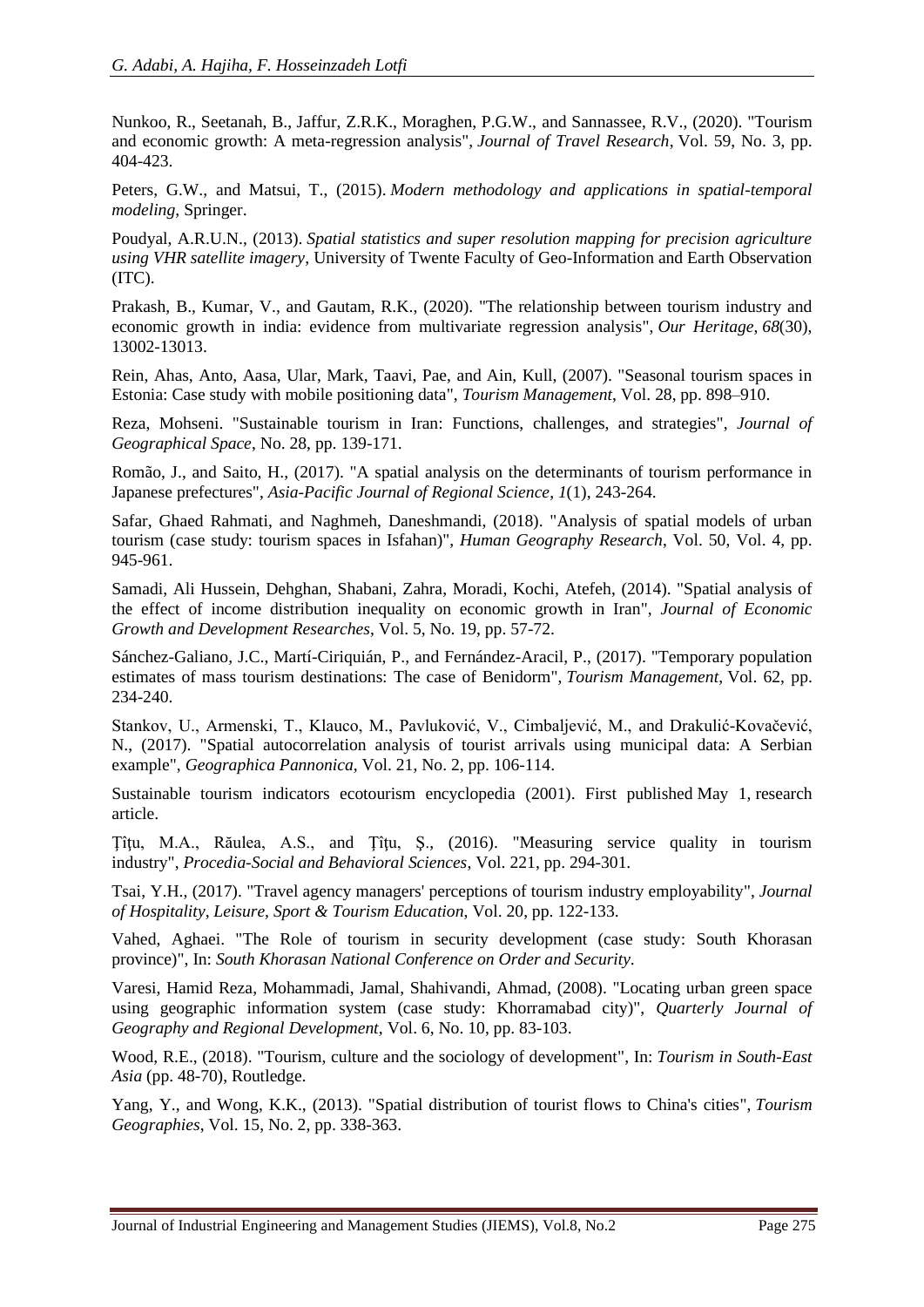Nunkoo, R., Seetanah, B., Jaffur, Z.R.K., Moraghen, P.G.W., and Sannassee, R.V., (2020). "Tourism and economic growth: A meta-regression analysis", *Journal of Travel Research*, Vol. 59, No. 3, pp. 404-423.

Peters, G.W., and Matsui, T., (2015). *Modern methodology and applications in spatial-temporal modeling*, Springer.

Poudyal, A.R.U.N., (2013). *Spatial statistics and super resolution mapping for precision agriculture using VHR satellite imagery*, University of Twente Faculty of Geo-Information and Earth Observation (ITC).

Prakash, B., Kumar, V., and Gautam, R.K., (2020). "The relationship between tourism industry and economic growth in india: evidence from multivariate regression analysis", *Our Heritage*, *68*(30), 13002-13013.

Rein, Ahas, Anto, Aasa, Ular, Mark, Taavi, Pae, and Ain, Kull, (2007). "Seasonal tourism spaces in Estonia: Case study with mobile positioning data", *Tourism Management*, Vol. 28, pp. 898–910.

Reza, Mohseni. "Sustainable tourism in Iran: Functions, challenges, and strategies", *Journal of Geographical Space*, No. 28, pp. 139-171.

Romão, J., and Saito, H., (2017). "A spatial analysis on the determinants of tourism performance in Japanese prefectures", *Asia-Pacific Journal of Regional Science*, *1*(1), 243-264.

Safar, Ghaed Rahmati, and Naghmeh, Daneshmandi, (2018). "Analysis of spatial models of urban tourism (case study: tourism spaces in Isfahan)", *Human Geography Research*, Vol. 50, Vol. 4, pp. 945-961.

Samadi, Ali Hussein, Dehghan, Shabani, Zahra, Moradi, Kochi, Atefeh, (2014). "Spatial analysis of the effect of income distribution inequality on economic growth in Iran", *Journal of Economic Growth and Development Researches*, Vol. 5, No. 19, pp. 57-72.

Sánchez-Galiano, J.C., Martí-Ciriquián, P., and Fernández-Aracil, P., (2017). "Temporary population estimates of mass tourism destinations: The case of Benidorm", *Tourism Management*, Vol. 62, pp. 234-240.

Stankov, U., Armenski, T., Klauco, M., Pavluković, V., Cimbaljević, M., and Drakulić-Kovačević, N., (2017). "Spatial autocorrelation analysis of tourist arrivals using municipal data: A Serbian example", *Geographica Pannonica*, Vol. 21, No. 2, pp. 106-114.

Sustainable tourism indicators ecotourism encyclopedia (2001). First published May 1, research article.

Ţîţu, M.A., Răulea, A.S., and Ţîţu, Ş., (2016). "Measuring service quality in tourism industry", *Procedia-Social and Behavioral Sciences*, Vol. 221, pp. 294-301.

Tsai, Y.H., (2017). "Travel agency managers' perceptions of tourism industry employability", *Journal of Hospitality, Leisure, Sport & Tourism Education*, Vol. 20, pp. 122-133.

Vahed, Aghaei. "The Role of tourism in security development (case study: South Khorasan province)", In: *South Khorasan National Conference on Order and Security*.

Varesi, Hamid Reza, Mohammadi, Jamal, Shahivandi, Ahmad, (2008). "Locating urban green space using geographic information system (case study: Khorramabad city)", *Quarterly Journal of Geography and Regional Development*, Vol. 6, No. 10, pp. 83-103.

Wood, R.E., (2018). "Tourism, culture and the sociology of development", In: *Tourism in South-East Asia* (pp. 48-70), Routledge.

Yang, Y., and Wong, K.K., (2013). "Spatial distribution of tourist flows to China's cities", *Tourism Geographies*, Vol. 15, No. 2, pp. 338-363.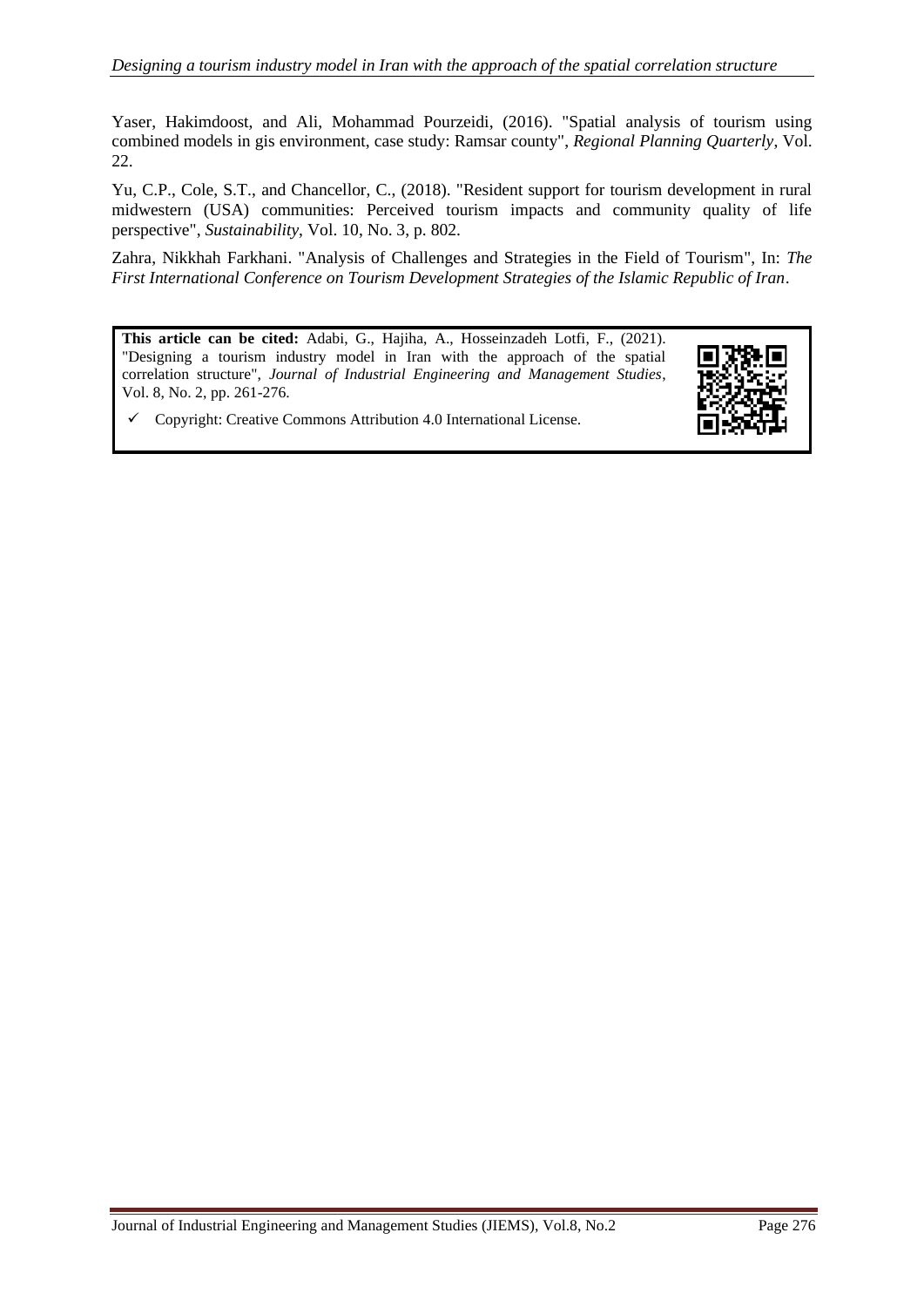Yaser, Hakimdoost, and Ali, Mohammad Pourzeidi, (2016). "Spatial analysis of tourism using combined models in gis environment, case study: Ramsar county", *Regional Planning Quarterly*, Vol. 22.

Yu, C.P., Cole, S.T., and Chancellor, C., (2018). "Resident support for tourism development in rural midwestern (USA) communities: Perceived tourism impacts and community quality of life perspective", *Sustainability*, Vol. 10, No. 3, p. 802.

Zahra, Nikkhah Farkhani. "Analysis of Challenges and Strategies in the Field of Tourism", In: *The First International Conference on Tourism Development Strategies of the Islamic Republic of Iran*.

**This article can be cited:** Adabi, G., Hajiha, A., Hosseinzadeh Lotfi, F., (2021). "Designing a tourism industry model in Iran with the approach of the spatial correlation structure", *Journal of Industrial Engineering and Management Studies*, Vol. 8, No. 2, pp. 261-276.

- ✓ Copyright: Creative Commons Attribution 4.0 International License.